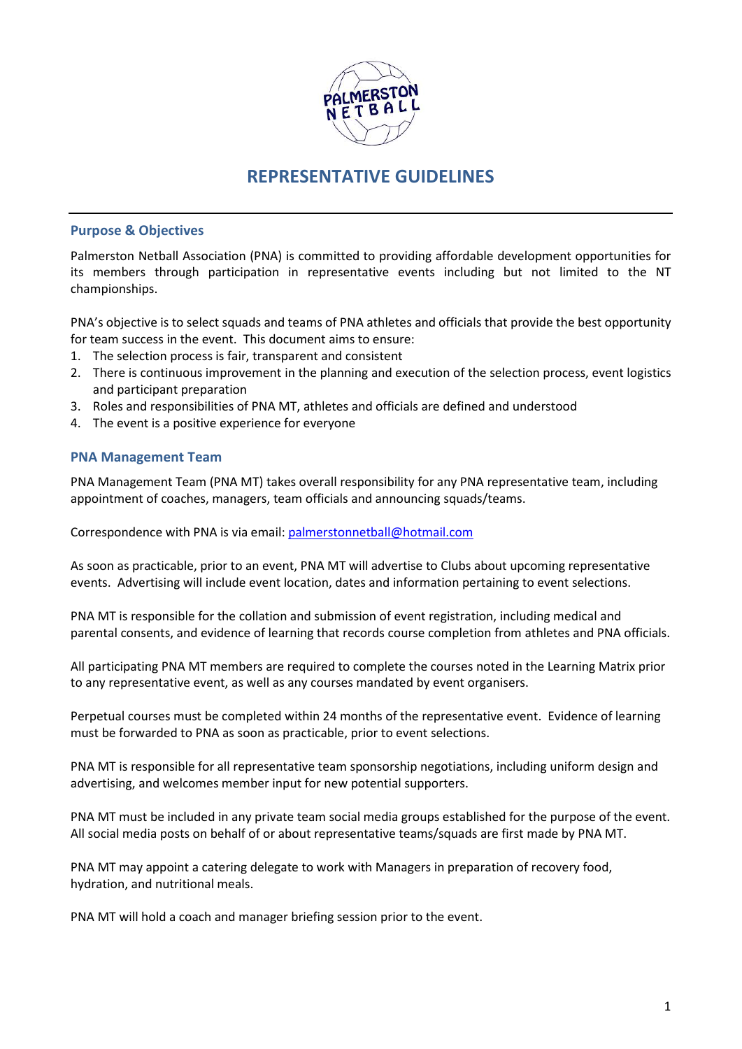# REPRESENTATIVE GUIDELINES

## Purpose & Objectives

Palmerston Netball Association (PNA) is committed to providing affordable development opportunities for its members through participation in representative events including but not limited to the NT championships.

PNA's objective is to select squads and teams of PNA athletes and officials that provide the best opportunity for team success in the event. This document aims to ensure:

1. The selection process is fair, transparent and consistent
2. There is continuous improvement in the planning and execution of the selection process, event logistics and participant preparation
3. Roles and responsibilities of PNA MT, athletes and officials are defined and understood
4. The event is a positive experience for everyone

## PNA Management Team

PNA Management Team (PNA MT) takes overall responsibility for any PNA representative team, including appointment of coaches, managers, team officials and announcing squads/teams.

Correspondence with PNA is via email: [palmerstonnetball@hotmail.com](mailto:palmerstonnetball@hotmail.com)

As soon as practicable, prior to an event, PNA MT will advertise to Clubs about upcoming representative events. Advertising will include event location, dates and information pertaining to event selections.

PNA MT is responsible for the collation and submission of event registration, including medical and parental consents, and evidence of learning that records course completion from athletes and PNA officials.

All participating PNA MT members are required to complete the courses noted in the Learning Matrix prior to any representative event, as well as any courses mandated by event organisers.

Perpetual courses must be completed within 24 months of the representative event. Evidence of learning must be forwarded to PNA as soon as practicable, prior to event selections.

PNA MT is responsible for all representative team sponsorship negotiations, including uniform design and advertising, and welcomes member input for new potential supporters.

PNA MT must be included in any private team social media groups established for the purpose of the event. All social media posts on behalf of or about representative teams/squads are first made by PNA MT.

PNA MT may appoint a catering delegate to work with Managers in preparation of recovery food, hydration, and nutritional meals.

PNA MT will hold a coach and manager briefing session prior to the event.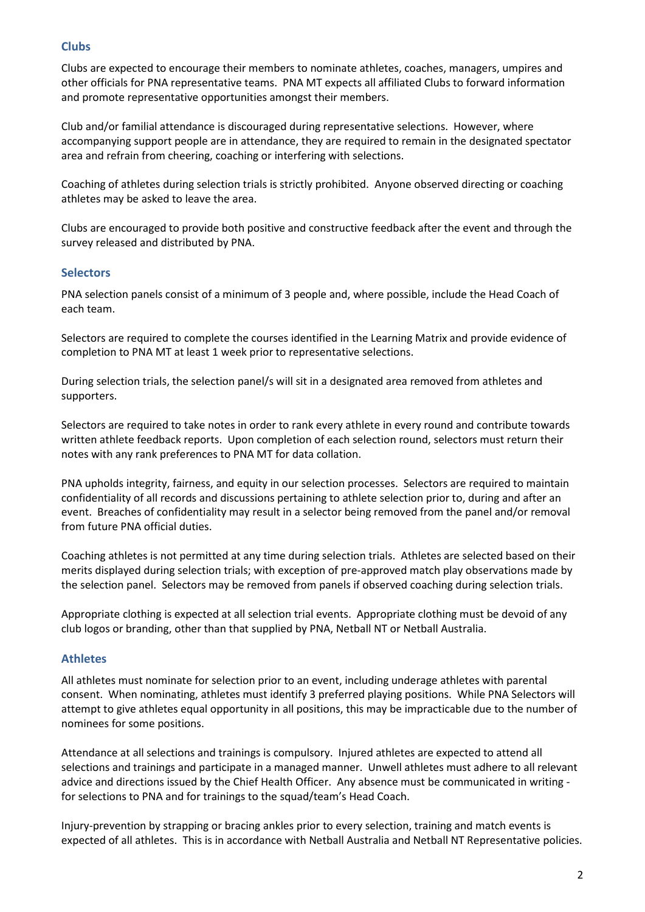## Clubs

Clubs are expected to encourage their members to nominate athletes, coaches, managers, umpires and other officials for PNA representative teams. PNA MT expects all affiliated Clubs to forward information and promote representative opportunities amongst their members.

Club and/or familial attendance is discouraged during representative selections. However, where accompanying support people are in attendance, they are required to remain in the designated spectator area and refrain from cheering, coaching or interfering with selections.

Coaching of athletes during selection trials is strictly prohibited. Anyone observed directing or coaching athletes may be asked to leave the area.

Clubs are encouraged to provide both positive and constructive feedback after the event and through the survey released and distributed by PNA.

## Selectors

PNA selection panels consist of a minimum of 3 people and, where possible, include the Head Coach of each team.

Selectors are required to complete the courses identified in the Learning Matrix and provide evidence of completion to PNA MT at least 1 week prior to representative selections.

During selection trials, the selection panel/s will sit in a designated area removed from athletes and supporters.

Selectors are required to take notes in order to rank every athlete in every round and contribute towards written athlete feedback reports. Upon completion of each selection round, selectors must return their notes with any rank preferences to PNA MT for data collation.

PNA upholds integrity, fairness, and equity in our selection processes. Selectors are required to maintain confidentiality of all records and discussions pertaining to athlete selection prior to, during and after an event. Breaches of confidentiality may result in a selector being removed from the panel and/or removal from future PNA official duties.

Coaching athletes is not permitted at any time during selection trials. Athletes are selected based on their merits displayed during selection trials; with exception of pre-approved match play observations made by the selection panel. Selectors may be removed from panels if observed coaching during selection trials.

Appropriate clothing is expected at all selection trial events. Appropriate clothing must be devoid of any club logos or branding, other than that supplied by PNA, Netball NT or Netball Australia.

## Athletes

All athletes must nominate for selection prior to an event, including underage athletes with parental consent. When nominating, athletes must identify 3 preferred playing positions. While PNA Selectors will attempt to give athletes equal opportunity in all positions, this may be impracticable due to the number of nominees for some positions.

Attendance at all selections and trainings is compulsory. Injured athletes are expected to attend all selections and trainings and participate in a managed manner. Unwell athletes must adhere to all relevant advice and directions issued by the Chief Health Officer. Any absence must be communicated in writing - for selections to PNA and for trainings to the squad/team's Head Coach.

Injury-prevention by strapping or bracing ankles prior to every selection, training and match events is expected of all athletes. This is in accordance with Netball Australia and Netball NT Representative policies.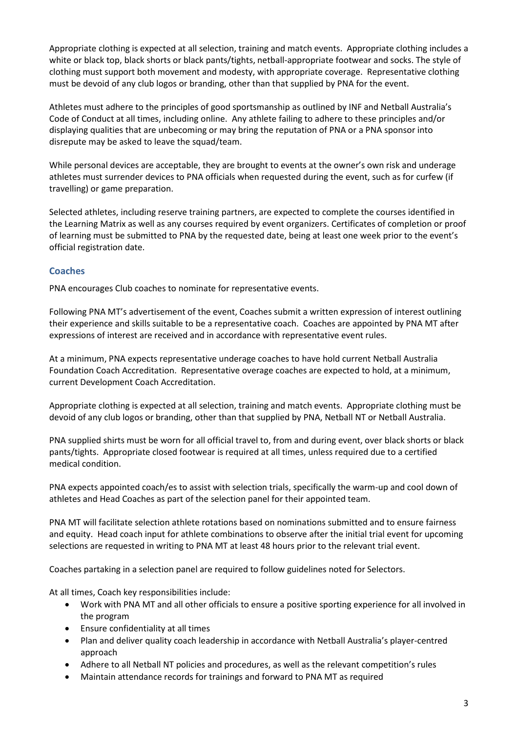Appropriate clothing is expected at all selection, training and match events. Appropriate clothing includes a white or black top, black shorts or black pants/tights, netball-appropriate footwear and socks. The style of clothing must support both movement and modesty, with appropriate coverage. Representative clothing must be devoid of any club logos or branding, other than that supplied by PNA for the event.

Athletes must adhere to the principles of good sportsmanship as outlined by INF and Netball Australia's Code of Conduct at all times, including online. Any athlete failing to adhere to these principles and/or displaying qualities that are unbecoming or may bring the reputation of PNA or a PNA sponsor into disrepute may be asked to leave the squad/team.

While personal devices are acceptable, they are brought to events at the owner's own risk and underage athletes must surrender devices to PNA officials when requested during the event, such as for curfew (if travelling) or game preparation.

Selected athletes, including reserve training partners, are expected to complete the courses identified in the Learning Matrix as well as any courses required by event organizers. Certificates of completion or proof of learning must be submitted to PNA by the requested date, being at least one week prior to the event's official registration date.

## Coaches

PNA encourages Club coaches to nominate for representative events.

Following PNA MT's advertisement of the event, Coaches submit a written expression of interest outlining their experience and skills suitable to be a representative coach. Coaches are appointed by PNA MT after expressions of interest are received and in accordance with representative event rules.

At a minimum, PNA expects representative underage coaches to have hold current Netball Australia Foundation Coach Accreditation. Representative overage coaches are expected to hold, at a minimum, current Development Coach Accreditation.

Appropriate clothing is expected at all selection, training and match events. Appropriate clothing must be devoid of any club logos or branding, other than that supplied by PNA, Netball NT or Netball Australia.

PNA supplied shirts must be worn for all official travel to, from and during event, over black shorts or black pants/tights. Appropriate closed footwear is required at all times, unless required due to a certified medical condition.

PNA expects appointed coach/es to assist with selection trials, specifically the warm-up and cool down of athletes and Head Coaches as part of the selection panel for their appointed team.

PNA MT will facilitate selection athlete rotations based on nominations submitted and to ensure fairness and equity. Head coach input for athlete combinations to observe after the initial trial event for upcoming selections are requested in writing to PNA MT at least 48 hours prior to the relevant trial event.

Coaches partaking in a selection panel are required to follow guidelines noted for Selectors.

At all times, Coach key responsibilities include:

- Work with PNA MT and all other officials to ensure a positive sporting experience for all involved in the program
- Ensure confidentiality at all times
- Plan and deliver quality coach leadership in accordance with Netball Australia's player-centred approach
- Adhere to all Netball NT policies and procedures, as well as the relevant competition's rules
- Maintain attendance records for trainings and forward to PNA MT as required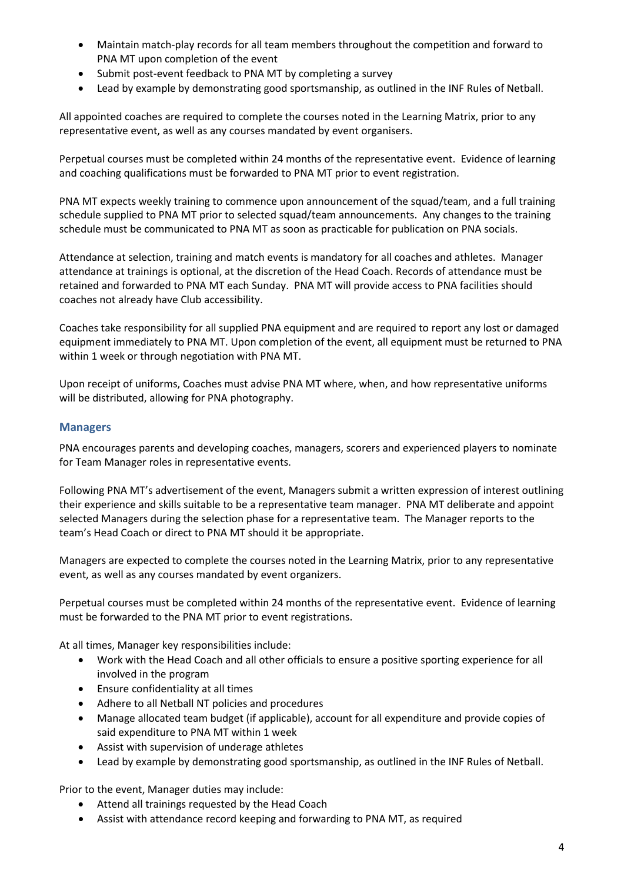- Maintain match-play records for all team members throughout the competition and forward to PNA MT upon completion of the event
- Submit post-event feedback to PNA MT by completing a survey
- Lead by example by demonstrating good sportsmanship, as outlined in the INF Rules of Netball.

All appointed coaches are required to complete the courses noted in the Learning Matrix, prior to any representative event, as well as any courses mandated by event organisers.

Perpetual courses must be completed within 24 months of the representative event. Evidence of learning and coaching qualifications must be forwarded to PNA MT prior to event registration.

PNA MT expects weekly training to commence upon announcement of the squad/team, and a full training schedule supplied to PNA MT prior to selected squad/team announcements. Any changes to the training schedule must be communicated to PNA MT as soon as practicable for publication on PNA socials.

Attendance at selection, training and match events is mandatory for all coaches and athletes. Manager attendance at trainings is optional, at the discretion of the Head Coach. Records of attendance must be retained and forwarded to PNA MT each Sunday. PNA MT will provide access to PNA facilities should coaches not already have Club accessibility.

Coaches take responsibility for all supplied PNA equipment and are required to report any lost or damaged equipment immediately to PNA MT. Upon completion of the event, all equipment must be returned to PNA within 1 week or through negotiation with PNA MT.

Upon receipt of uniforms, Coaches must advise PNA MT where, when, and how representative uniforms will be distributed, allowing for PNA photography.

## Managers

PNA encourages parents and developing coaches, managers, scorers and experienced players to nominate for Team Manager roles in representative events.

Following PNA MT's advertisement of the event, Managers submit a written expression of interest outlining their experience and skills suitable to be a representative team manager. PNA MT deliberate and appoint selected Managers during the selection phase for a representative team. The Manager reports to the team's Head Coach or direct to PNA MT should it be appropriate.

Managers are expected to complete the courses noted in the Learning Matrix, prior to any representative event, as well as any courses mandated by event organizers.

Perpetual courses must be completed within 24 months of the representative event. Evidence of learning must be forwarded to the PNA MT prior to event registrations.

At all times, Manager key responsibilities include:

- Work with the Head Coach and all other officials to ensure a positive sporting experience for all involved in the program
- Ensure confidentiality at all times
- Adhere to all Netball NT policies and procedures
- Manage allocated team budget (if applicable), account for all expenditure and provide copies of said expenditure to PNA MT within 1 week
- Assist with supervision of underage athletes
- Lead by example by demonstrating good sportsmanship, as outlined in the INF Rules of Netball.

Prior to the event, Manager duties may include:

- Attend all trainings requested by the Head Coach
- Assist with attendance record keeping and forwarding to PNA MT, as required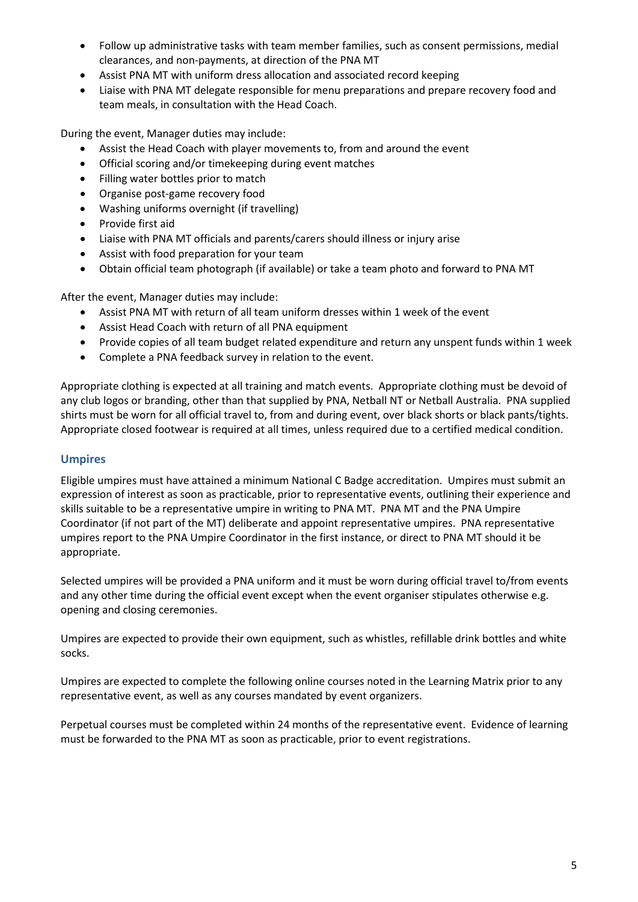- Follow up administrative tasks with team member families, such as consent permissions, medial clearances, and non-payments, at direction of the PNA MT
- Assist PNA MT with uniform dress allocation and associated record keeping
- Liaise with PNA MT delegate responsible for menu preparations and prepare recovery food and team meals, in consultation with the Head Coach.

During the event, Manager duties may include:

- Assist the Head Coach with player movements to, from and around the event
- Official scoring and/or timekeeping during event matches
- Filling water bottles prior to match
- Organise post-game recovery food
- Washing uniforms overnight (if travelling)
- Provide first aid
- Liaise with PNA MT officials and parents/carers should illness or injury arise
- Assist with food preparation for your team
- Obtain official team photograph (if available) or take a team photo and forward to PNA MT

After the event, Manager duties may include:

- Assist PNA MT with return of all team uniform dresses within 1 week of the event
- Assist Head Coach with return of all PNA equipment
- Provide copies of all team budget related expenditure and return any unspent funds within 1 week
- Complete a PNA feedback survey in relation to the event.

Appropriate clothing is expected at all training and match events. Appropriate clothing must be devoid of any club logos or branding, other than that supplied by PNA, Netball NT or Netball Australia. PNA supplied shirts must be worn for all official travel to, from and during event, over black shorts or black pants/tights. Appropriate closed footwear is required at all times, unless required due to a certified medical condition.

## Umpires

Eligible umpires must have attained a minimum National C Badge accreditation. Umpires must submit an expression of interest as soon as practicable, prior to representative events, outlining their experience and skills suitable to be a representative umpire in writing to PNA MT. PNA MT and the PNA Umpire Coordinator (if not part of the MT) deliberate and appoint representative umpires. PNA representative umpires report to the PNA Umpire Coordinator in the first instance, or direct to PNA MT should it be appropriate.

Selected umpires will be provided a PNA uniform and it must be worn during official travel to/from events and any other time during the official event except when the event organiser stipulates otherwise e.g. opening and closing ceremonies.

Umpires are expected to provide their own equipment, such as whistles, refillable drink bottles and white socks.

Umpires are expected to complete the following online courses noted in the Learning Matrix prior to any representative event, as well as any courses mandated by event organizers.

Perpetual courses must be completed within 24 months of the representative event. Evidence of learning must be forwarded to the PNA MT as soon as practicable, prior to event registrations.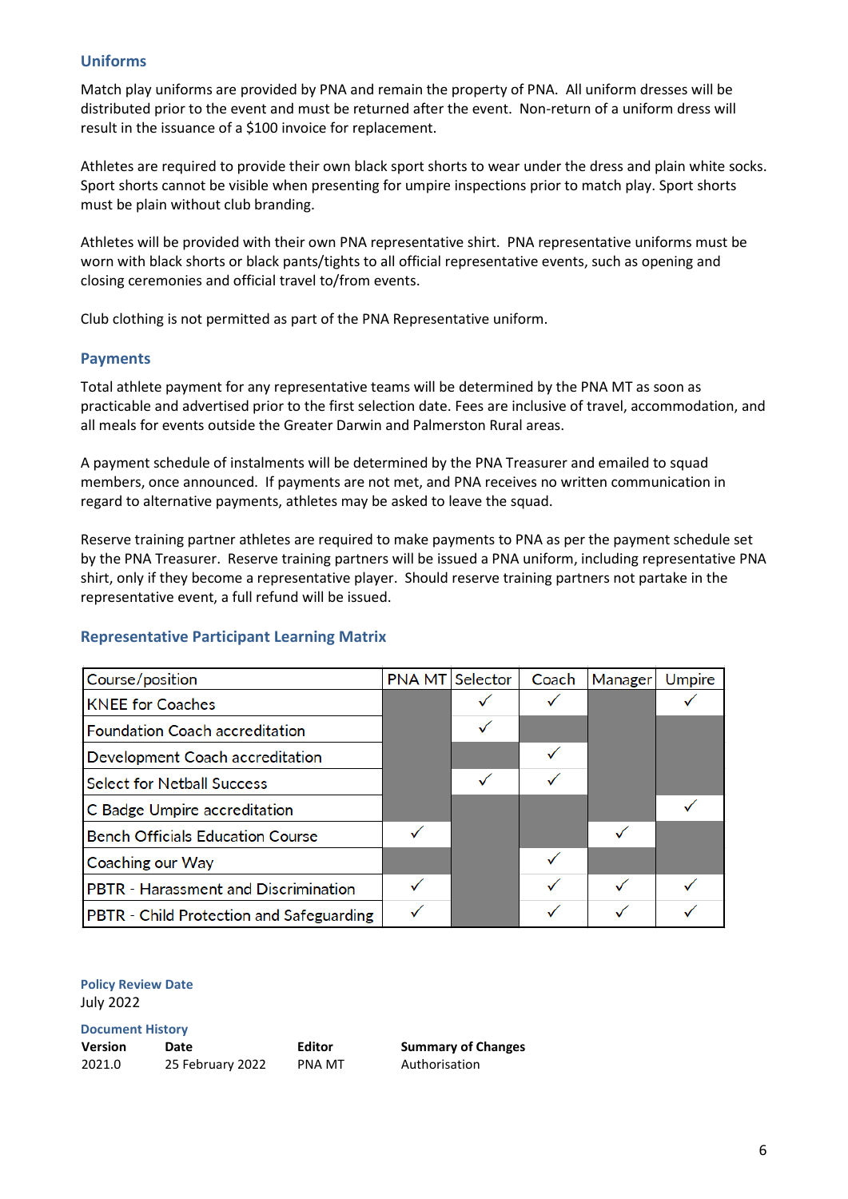## Uniforms

Match play uniforms are provided by PNA and remain the property of PNA. All uniform dresses will be distributed prior to the event and must be returned after the event. Non-return of a uniform dress will result in the issuance of a $100 invoice for replacement.

Athletes are required to provide their own black sport shorts to wear under the dress and plain white socks. Sport shorts cannot be visible when presenting for umpire inspections prior to match play. Sport shorts must be plain without club branding.

Athletes will be provided with their own PNA representative shirt. PNA representative uniforms must be worn with black shorts or black pants/tights to all official representative events, such as opening and closing ceremonies and official travel to/from events.

Club clothing is not permitted as part of the PNA Representative uniform.

## Payments

Total athlete payment for any representative teams will be determined by the PNA MT as soon as practicable and advertised prior to the first selection date. Fees are inclusive of travel, accommodation, and all meals for events outside the Greater Darwin and Palmerston Rural areas.

A payment schedule of instalments will be determined by the PNA Treasurer and emailed to squad members, once announced. If payments are not met, and PNA receives no written communication in regard to alternative payments, athletes may be asked to leave the squad.

Reserve training partner athletes are required to make payments to PNA as per the payment schedule set by the PNA Treasurer. Reserve training partners will be issued a PNA uniform, including representative PNA shirt, only if they become a representative player. Should reserve training partners not partake in the representative event, a full refund will be issued.

## Representative Participant Learning Matrix

| Course/position | PNA MT | Selector | Coach | Manager | Umpire |
|---|---|---|---|---|---|
| KNEE for Coaches | | ✓ | ✓ | | ✓ |
| Foundation Coach accreditation | | ✓ | | | |
| Development Coach accreditation | | | ✓ | | |
| Select for Netball Success | | ✓ | ✓ | | |
| C Badge Umpire accreditation | | | | | ✓ |
| Bench Officials Education Course | ✓ | | | ✓ | |
| Coaching our Way | | | ✓ | | |
| PBTR - Harassment and Discrimination | ✓ | | ✓ | ✓ | ✓ |
| PBTR - Child Protection and Safeguarding | ✓ | | ✓ | ✓ | ✓ |

**Policy Review Date**

July 2022

**Document History**

| Version | Date | Editor | Summary of Changes |
|---|---|---|---|
| 2021.0 | 25 February 2022 | PNA MT | Authorisation |